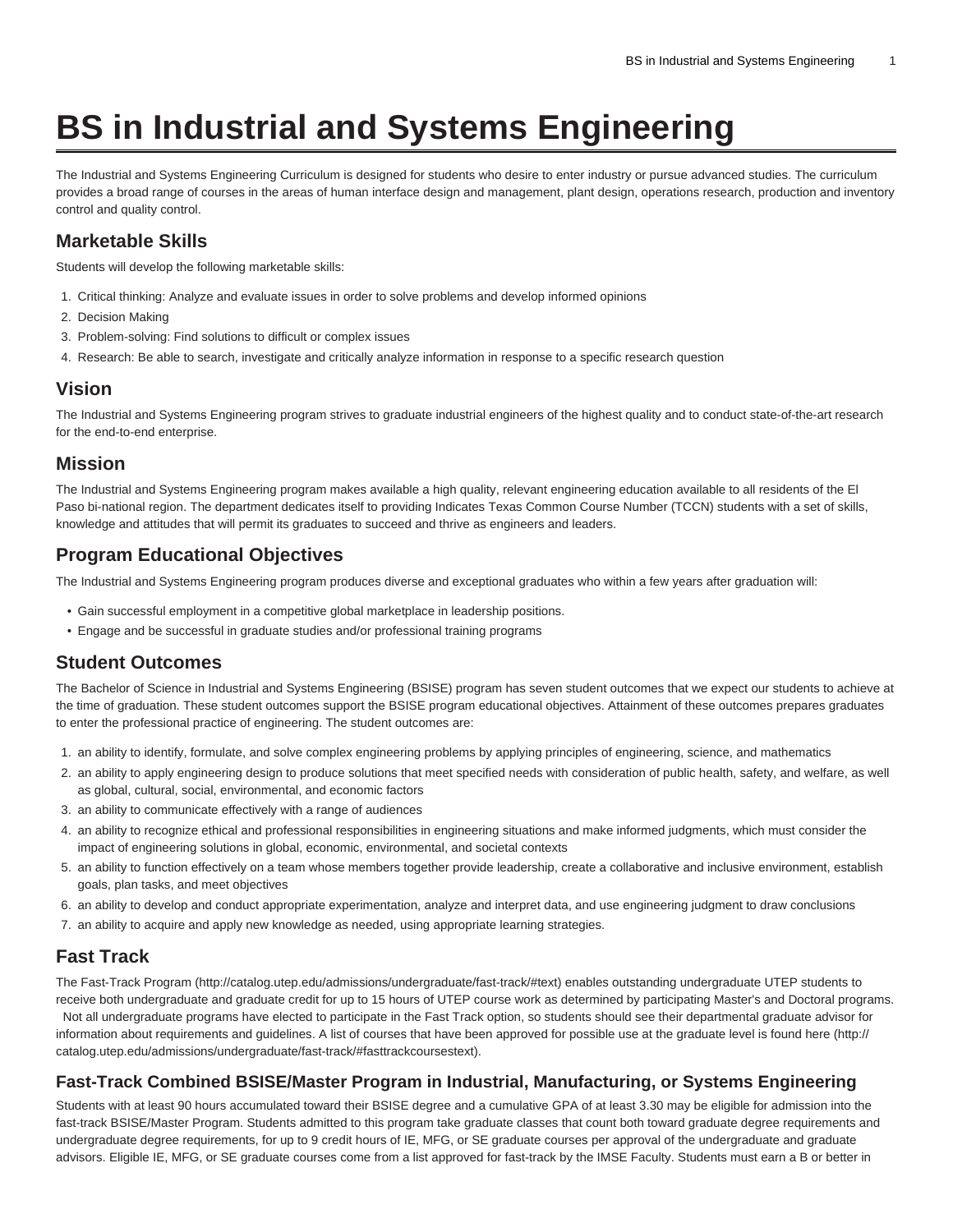# BS in Industrial and Systems Engineering

The Industrial and Systems Engineering Curriculum is designed for students who desire to enter industry or pursue advanced studies. The curriculum provides a broad range of courses in the areas of human interface design and management, plant design, operations research, production and inventory control and quality control.

## Marketable Skills

Students will develop the following marketable skills:

1. Critical thinking: Analyze and evaluate issues in order to solve problems and develop informed opinions
2. Decision Making
3. Problem-solving: Find solutions to difficult or complex issues
4. Research: Be able to search, investigate and critically analyze information in response to a specific research question

## Vision

The Industrial and Systems Engineering program strives to graduate industrial engineers of the highest quality and to conduct state-of-the-art research for the end-to-end enterprise.

## Mission

The Industrial and Systems Engineering program makes available a high quality, relevant engineering education available to all residents of the El Paso bi-national region. The department dedicates itself to providing Indicates Texas Common Course Number (TCCN) students with a set of skills, knowledge and attitudes that will permit its graduates to succeed and thrive as engineers and leaders.

## Program Educational Objectives

The Industrial and Systems Engineering program produces diverse and exceptional graduates who within a few years after graduation will:

- Gain successful employment in a competitive global marketplace in leadership positions.
- Engage and be successful in graduate studies and/or professional training programs

## Student Outcomes

The Bachelor of Science in Industrial and Systems Engineering (BSISE) program has seven student outcomes that we expect our students to achieve at the time of graduation. These student outcomes support the BSISE program educational objectives. Attainment of these outcomes prepares graduates to enter the professional practice of engineering. The student outcomes are:

1. an ability to identify, formulate, and solve complex engineering problems by applying principles of engineering, science, and mathematics
2. an ability to apply engineering design to produce solutions that meet specified needs with consideration of public health, safety, and welfare, as well as global, cultural, social, environmental, and economic factors
3. an ability to communicate effectively with a range of audiences
4. an ability to recognize ethical and professional responsibilities in engineering situations and make informed judgments, which must consider the impact of engineering solutions in global, economic, environmental, and societal contexts
5. an ability to function effectively on a team whose members together provide leadership, create a collaborative and inclusive environment, establish goals, plan tasks, and meet objectives
6. an ability to develop and conduct appropriate experimentation, analyze and interpret data, and use engineering judgment to draw conclusions
7. an ability to acquire and apply new knowledge as needed, using appropriate learning strategies.

## Fast Track

The Fast-Track Program (http://catalog.utep.edu/admissions/undergraduate/fast-track/#text) enables outstanding undergraduate UTEP students to receive both undergraduate and graduate credit for up to 15 hours of UTEP course work as determined by participating Master's and Doctoral programs. Not all undergraduate programs have elected to participate in the Fast Track option, so students should see their departmental graduate advisor for information about requirements and guidelines. A list of courses that have been approved for possible use at the graduate level is found here (http://catalog.utep.edu/admissions/undergraduate/fast-track/#fasttrackcoursestext).

### Fast-Track Combined BSISE/Master Program in Industrial, Manufacturing, or Systems Engineering

Students with at least 90 hours accumulated toward their BSISE degree and a cumulative GPA of at least 3.30 may be eligible for admission into the fast-track BSISE/Master Program. Students admitted to this program take graduate classes that count both toward graduate degree requirements and undergraduate degree requirements, for up to 9 credit hours of IE, MFG, or SE graduate courses per approval of the undergraduate and graduate advisors. Eligible IE, MFG, or SE graduate courses come from a list approved for fast-track by the IMSE Faculty. Students must earn a B or better in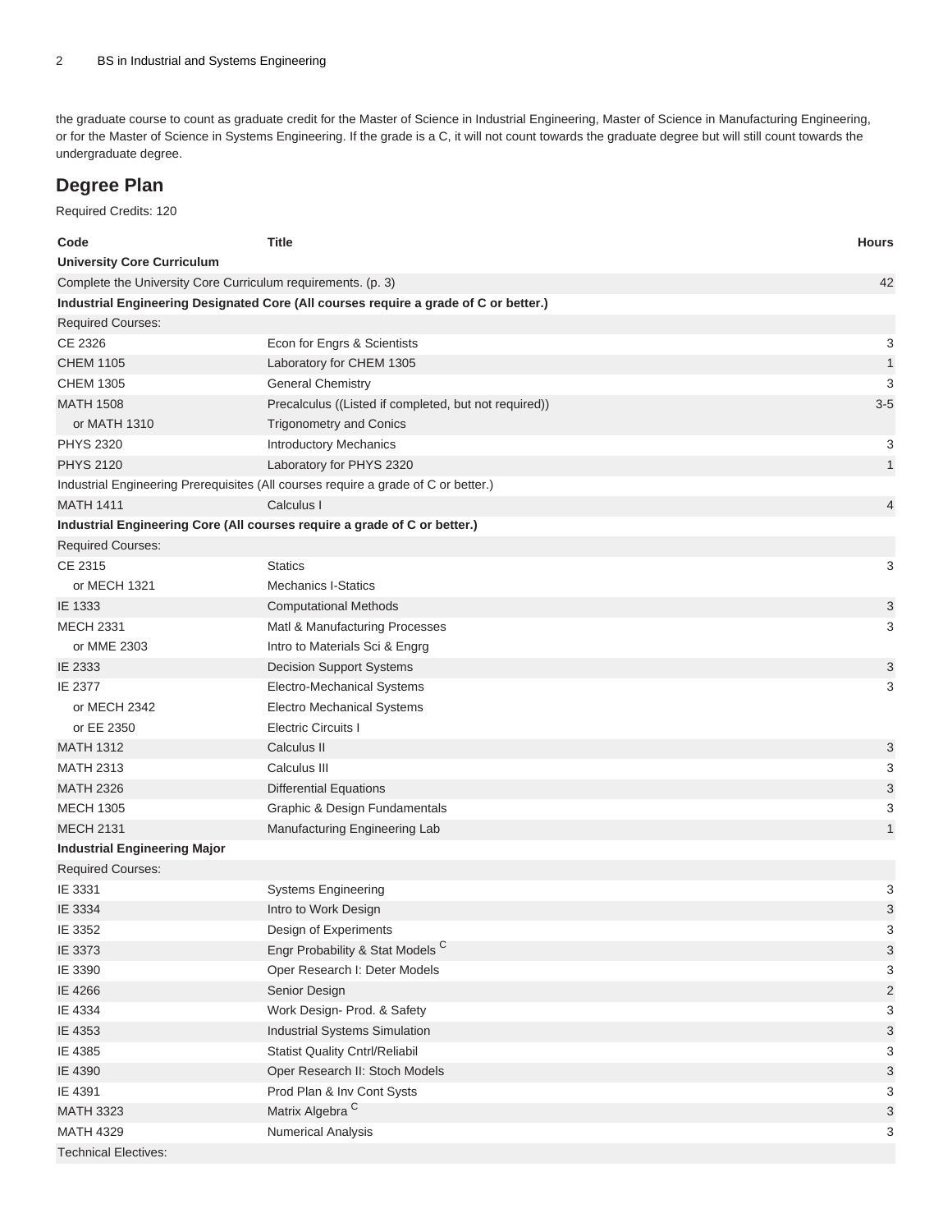the graduate course to count as graduate credit for the Master of Science in Industrial Engineering, Master of Science in Manufacturing Engineering, or for the Master of Science in Systems Engineering. If the grade is a C, it will not count towards the graduate degree but will still count towards the undergraduate degree.

## Degree Plan

Required Credits: 120

| Code | Title | Hours |
|---|---|---|
| **University Core Curriculum** | | |
| Complete the University Core Curriculum requirements. (p. 3) | | 42 |
| **Industrial Engineering Designated Core (All courses require a grade of C or better.)** | | |
| Required Courses: | | |
| CE 2326 | Econ for Engrs & Scientists | 3 |
| CHEM 1105 | Laboratory for CHEM 1305 | 1 |
| CHEM 1305 | General Chemistry | 3 |
| MATH 1508 | Precalculus ((Listed if completed, but not required)) | 3-5 |
| or MATH 1310 | Trigonometry and Conics | |
| PHYS 2320 | Introductory Mechanics | 3 |
| PHYS 2120 | Laboratory for PHYS 2320 | 1 |
| Industrial Engineering Prerequisites (All courses require a grade of C or better.) | | |
| MATH 1411 | Calculus I | 4 |
| **Industrial Engineering Core (All courses require a grade of C or better.)** | | |
| Required Courses: | | |
| CE 2315 | Statics | 3 |
| or MECH 1321 | Mechanics I-Statics | |
| IE 1333 | Computational Methods | 3 |
| MECH 2331 | Matl & Manufacturing Processes | 3 |
| or MME 2303 | Intro to Materials Sci & Engrg | |
| IE 2333 | Decision Support Systems | 3 |
| IE 2377 | Electro-Mechanical Systems | 3 |
| or MECH 2342 | Electro Mechanical Systems | |
| or EE 2350 | Electric Circuits I | |
| MATH 1312 | Calculus II | 3 |
| MATH 2313 | Calculus III | 3 |
| MATH 2326 | Differential Equations | 3 |
| MECH 1305 | Graphic & Design Fundamentals | 3 |
| MECH 2131 | Manufacturing Engineering Lab | 1 |
| **Industrial Engineering Major** | | |
| Required Courses: | | |
| IE 3331 | Systems Engineering | 3 |
| IE 3334 | Intro to Work Design | 3 |
| IE 3352 | Design of Experiments | 3 |
| IE 3373 | Engr Probability & Stat Models [C] | 3 |
| IE 3390 | Oper Research I: Deter Models | 3 |
| IE 4266 | Senior Design | 2 |
| IE 4334 | Work Design- Prod. & Safety | 3 |
| IE 4353 | Industrial Systems Simulation | 3 |
| IE 4385 | Statist Quality Cntrl/Reliabil | 3 |
| IE 4390 | Oper Research II: Stoch Models | 3 |
| IE 4391 | Prod Plan & Inv Cont Systs | 3 |
| MATH 3323 | Matrix Algebra [C] | 3 |
| MATH 4329 | Numerical Analysis | 3 |
| Technical Electives: | | |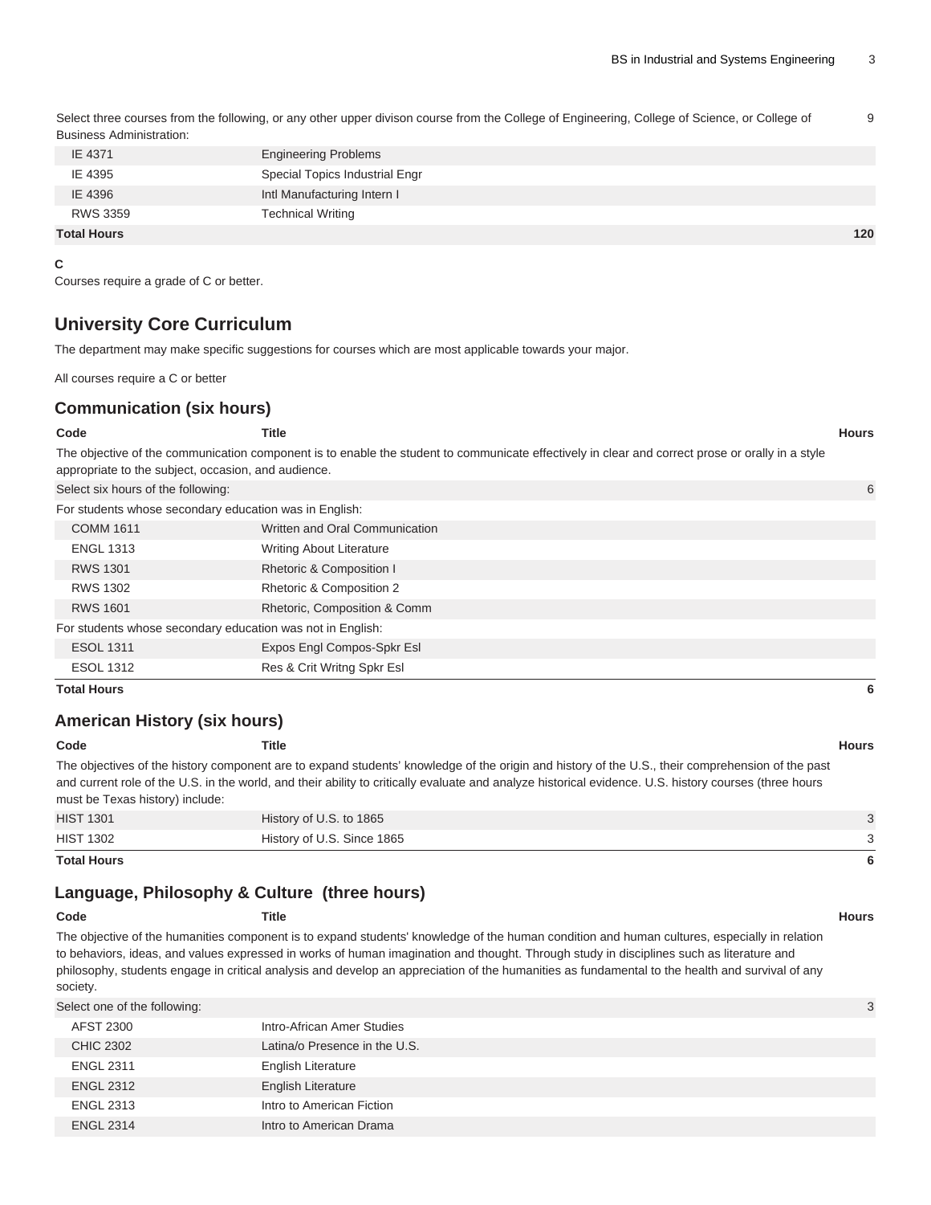| | | |
|---|---|---|
| Select three courses from the following, or any other upper divison course from the College of Engineering, College of Science, or College of Business Administration: | | 9 |
| IE 4371 | Engineering Problems | |
| IE 4395 | Special Topics Industrial Engr | |
| IE 4396 | Intl Manufacturing Intern I | |
| RWS 3359 | Technical Writing | |
| **Total Hours** | | **120** |

**C**

Courses require a grade of C or better.

## University Core Curriculum

The department may make specific suggestions for courses which are most applicable towards your major.

All courses require a C or better

### Communication (six hours)

| Code | Title | Hours |
|---|---|---|
| The objective of the communication component is to enable the student to communicate effectively in clear and correct prose or orally in a style appropriate to the subject, occasion, and audience. | | |
| Select six hours of the following: | | 6 |
| For students whose secondary education was in English: | | |
| COMM 1611 | Written and Oral Communication | |
| ENGL 1313 | Writing About Literature | |
| RWS 1301 | Rhetoric & Composition I | |
| RWS 1302 | Rhetoric & Composition 2 | |
| RWS 1601 | Rhetoric, Composition & Comm | |
| For students whose secondary education was not in English: | | |
| ESOL 1311 | Expos Engl Compos-Spkr Esl | |
| ESOL 1312 | Res & Crit Writng Spkr Esl | |
| **Total Hours** | | **6** |

### American History (six hours)

| Code | Title | Hours |
|---|---|---|
| The objectives of the history component are to expand students' knowledge of the origin and history of the U.S., their comprehension of the past and current role of the U.S. in the world, and their ability to critically evaluate and analyze historical evidence. U.S. history courses (three hours must be Texas history) include: | | |
| HIST 1301 | History of U.S. to 1865 | 3 |
| HIST 1302 | History of U.S. Since 1865 | 3 |
| **Total Hours** | | **6** |

### Language, Philosophy & Culture (three hours)

| Code | Title | Hours |
|---|---|---|
| The objective of the humanities component is to expand students' knowledge of the human condition and human cultures, especially in relation to behaviors, ideas, and values expressed in works of human imagination and thought. Through study in disciplines such as literature and philosophy, students engage in critical analysis and develop an appreciation of the humanities as fundamental to the health and survival of any society. | | |
| Select one of the following: | | 3 |
| AFST 2300 | Intro-African Amer Studies | |
| CHIC 2302 | Latina/o Presence in the U.S. | |
| ENGL 2311 | English Literature | |
| ENGL 2312 | English Literature | |
| ENGL 2313 | Intro to American Fiction | |
| ENGL 2314 | Intro to American Drama | |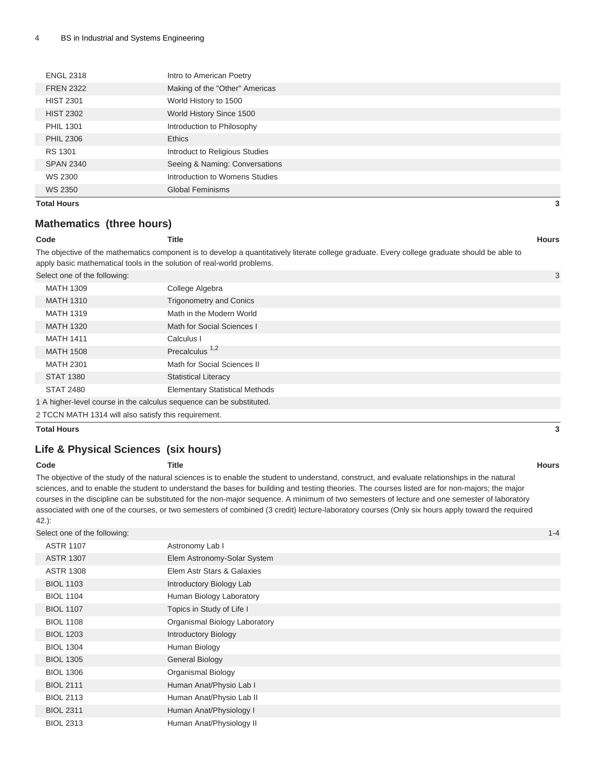| Code | Title | Hours |
| --- | --- | --- |
| ENGL 2318 | Intro to American Poetry | |
| FREN 2322 | Making of the "Other" Americas | |
| HIST 2301 | World History to 1500 | |
| HIST 2302 | World History Since 1500 | |
| PHIL 1301 | Introduction to Philosophy | |
| PHIL 2306 | Ethics | |
| RS 1301 | Introduct to Religious Studies | |
| SPAN 2340 | Seeing & Naming: Conversations | |
| WS 2300 | Introduction to Womens Studies | |
| WS 2350 | Global Feminisms | |
| **Total Hours** | | **3** |

## Mathematics (three hours)

| Code | Title | Hours |
| --- | --- | --- |
| The objective of the mathematics component is to develop a quantitatively literate college graduate. Every college graduate should be able to apply basic mathematical tools in the solution of real-world problems. | | |
| Select one of the following: | | 3 |
| MATH 1309 | College Algebra | |
| MATH 1310 | Trigonometry and Conics | |
| MATH 1319 | Math in the Modern World | |
| MATH 1320 | Math for Social Sciences I | |
| MATH 1411 | Calculus I | |
| MATH 1508 | Precalculus [1,2] | |
| MATH 2301 | Math for Social Sciences II | |
| STAT 1380 | Statistical Literacy | |
| STAT 2480 | Elementary Statistical Methods | |
| 1 A higher-level course in the calculus sequence can be substituted. | | |
| 2 TCCN MATH 1314 will also satisfy this requirement. | | |
| **Total Hours** | | **3** |

## Life & Physical Sciences (six hours)

| Code | Title | Hours |
| --- | --- | --- |
| The objective of the study of the natural sciences is to enable the student to understand, construct, and evaluate relationships in the natural sciences, and to enable the student to understand the bases for building and testing theories. The courses listed are for non-majors; the major courses in the discipline can be substituted for the non-major sequence. A minimum of two semesters of lecture and one semester of laboratory associated with one of the courses, or two semesters of combined (3 credit) lecture-laboratory courses (Only six hours apply toward the required 42.): | | |
| Select one of the following: | | 1-4 |
| ASTR 1107 | Astronomy Lab I | |
| ASTR 1307 | Elem Astronomy-Solar System | |
| ASTR 1308 | Elem Astr Stars & Galaxies | |
| BIOL 1103 | Introductory Biology Lab | |
| BIOL 1104 | Human Biology Laboratory | |
| BIOL 1107 | Topics in Study of Life I | |
| BIOL 1108 | Organismal Biology Laboratory | |
| BIOL 1203 | Introductory Biology | |
| BIOL 1304 | Human Biology | |
| BIOL 1305 | General Biology | |
| BIOL 1306 | Organismal Biology | |
| BIOL 2111 | Human Anat/Physio Lab I | |
| BIOL 2113 | Human Anat/Physio Lab II | |
| BIOL 2311 | Human Anat/Physiology I | |
| BIOL 2313 | Human Anat/Physiology II | |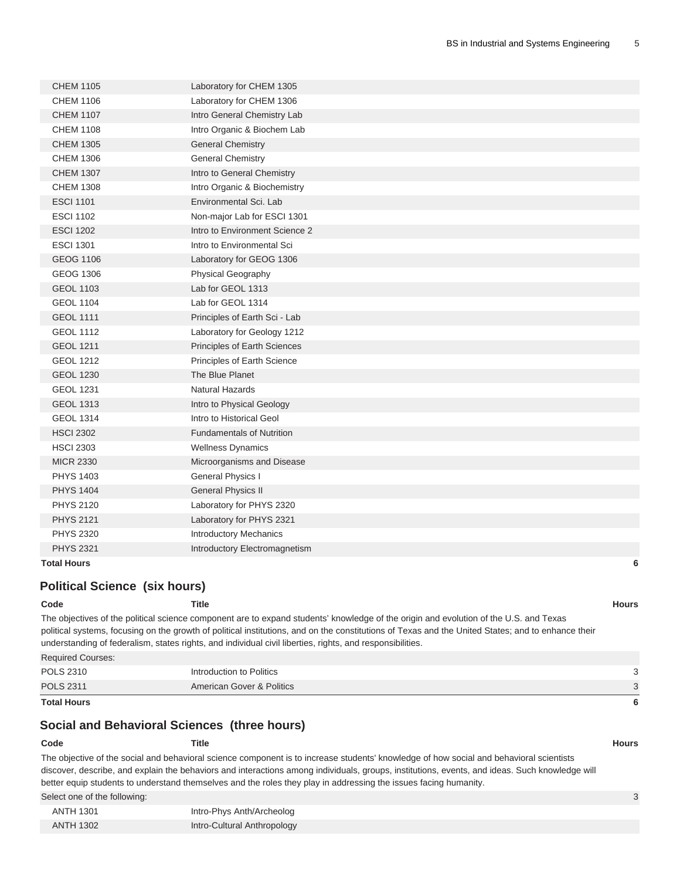| Code | Title | Hours |
|---|---|---|
| CHEM 1105 | Laboratory for CHEM 1305 | |
| CHEM 1106 | Laboratory for CHEM 1306 | |
| CHEM 1107 | Intro General Chemistry Lab | |
| CHEM 1108 | Intro Organic & Biochem Lab | |
| CHEM 1305 | General Chemistry | |
| CHEM 1306 | General Chemistry | |
| CHEM 1307 | Intro to General Chemistry | |
| CHEM 1308 | Intro Organic & Biochemistry | |
| ESCI 1101 | Environmental Sci. Lab | |
| ESCI 1102 | Non-major Lab for ESCI 1301 | |
| ESCI 1202 | Intro to Environment Science 2 | |
| ESCI 1301 | Intro to Environmental Sci | |
| GEOG 1106 | Laboratory for GEOG 1306 | |
| GEOG 1306 | Physical Geography | |
| GEOL 1103 | Lab for GEOL 1313 | |
| GEOL 1104 | Lab for GEOL 1314 | |
| GEOL 1111 | Principles of Earth Sci - Lab | |
| GEOL 1112 | Laboratory for Geology 1212 | |
| GEOL 1211 | Principles of Earth Sciences | |
| GEOL 1212 | Principles of Earth Science | |
| GEOL 1230 | The Blue Planet | |
| GEOL 1231 | Natural Hazards | |
| GEOL 1313 | Intro to Physical Geology | |
| GEOL 1314 | Intro to Historical Geol | |
| HSCI 2302 | Fundamentals of Nutrition | |
| HSCI 2303 | Wellness Dynamics | |
| MICR 2330 | Microorganisms and Disease | |
| PHYS 1403 | General Physics I | |
| PHYS 1404 | General Physics II | |
| PHYS 2120 | Laboratory for PHYS 2320 | |
| PHYS 2121 | Laboratory for PHYS 2321 | |
| PHYS 2320 | Introductory Mechanics | |
| PHYS 2321 | Introductory Electromagnetism | |
| **Total Hours** | | **6** |

## Political Science (six hours)

| Code | Title | Hours |
|---|---|---|
| The objectives of the political science component are to expand students' knowledge of the origin and evolution of the U.S. and Texas political systems, focusing on the growth of political institutions, and on the constitutions of Texas and the United States; and to enhance their understanding of federalism, states rights, and individual civil liberties, rights, and responsibilities. | | |
| Required Courses: | | |
| POLS 2310 | Introduction to Politics | 3 |
| POLS 2311 | American Gover & Politics | 3 |
| **Total Hours** | | **6** |

## Social and Behavioral Sciences (three hours)

| Code | Title | Hours |
|---|---|---|
| The objective of the social and behavioral science component is to increase students' knowledge of how social and behavioral scientists discover, describe, and explain the behaviors and interactions among individuals, groups, institutions, events, and ideas. Such knowledge will better equip students to understand themselves and the roles they play in addressing the issues facing humanity. | | |
| Select one of the following: | | 3 |
| ANTH 1301 | Intro-Phys Anth/Archeolog | |
| ANTH 1302 | Intro-Cultural Anthropology | |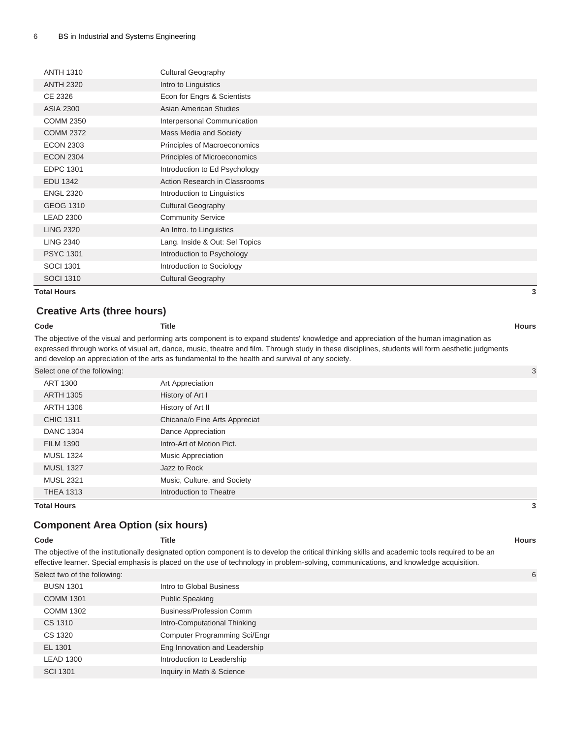| Code | Title | Hours |
|---|---|---|
| ANTH 1310 | Cultural Geography | |
| ANTH 2320 | Intro to Linguistics | |
| CE 2326 | Econ for Engrs & Scientists | |
| ASIA 2300 | Asian American Studies | |
| COMM 2350 | Interpersonal Communication | |
| COMM 2372 | Mass Media and Society | |
| ECON 2303 | Principles of Macroeconomics | |
| ECON 2304 | Principles of Microeconomics | |
| EDPC 1301 | Introduction to Ed Psychology | |
| EDU 1342 | Action Research in Classrooms | |
| ENGL 2320 | Introduction to Linguistics | |
| GEOG 1310 | Cultural Geography | |
| LEAD 2300 | Community Service | |
| LING 2320 | An Intro. to Linguistics | |
| LING 2340 | Lang. Inside & Out: Sel Topics | |
| PSYC 1301 | Introduction to Psychology | |
| SOCI 1301 | Introduction to Sociology | |
| SOCI 1310 | Cultural Geography | |
| **Total Hours** | | **3** |

## Creative Arts (three hours)

| Code | Title | Hours |
|---|---|---|
| The objective of the visual and performing arts component is to expand students' knowledge and appreciation of the human imagination as expressed through works of visual art, dance, music, theatre and film. Through study in these disciplines, students will form aesthetic judgments and develop an appreciation of the arts as fundamental to the health and survival of any society. | | |
| Select one of the following: | | 3 |
| ART 1300 | Art Appreciation | |
| ARTH 1305 | History of Art I | |
| ARTH 1306 | History of Art II | |
| CHIC 1311 | Chicana/o Fine Arts Appreciat | |
| DANC 1304 | Dance Appreciation | |
| FILM 1390 | Intro-Art of Motion Pict. | |
| MUSL 1324 | Music Appreciation | |
| MUSL 1327 | Jazz to Rock | |
| MUSL 2321 | Music, Culture, and Society | |
| THEA 1313 | Introduction to Theatre | |
| **Total Hours** | | **3** |

## Component Area Option (six hours)

| Code | Title | Hours |
|---|---|---|
| The objective of the institutionally designated option component is to develop the critical thinking skills and academic tools required to be an effective learner. Special emphasis is placed on the use of technology in problem-solving, communications, and knowledge acquisition. | | |
| Select two of the following: | | 6 |
| BUSN 1301 | Intro to Global Business | |
| COMM 1301 | Public Speaking | |
| COMM 1302 | Business/Profession Comm | |
| CS 1310 | Intro-Computational Thinking | |
| CS 1320 | Computer Programming Sci/Engr | |
| EL 1301 | Eng Innovation and Leadership | |
| LEAD 1300 | Introduction to Leadership | |
| SCI 1301 | Inquiry in Math & Science | |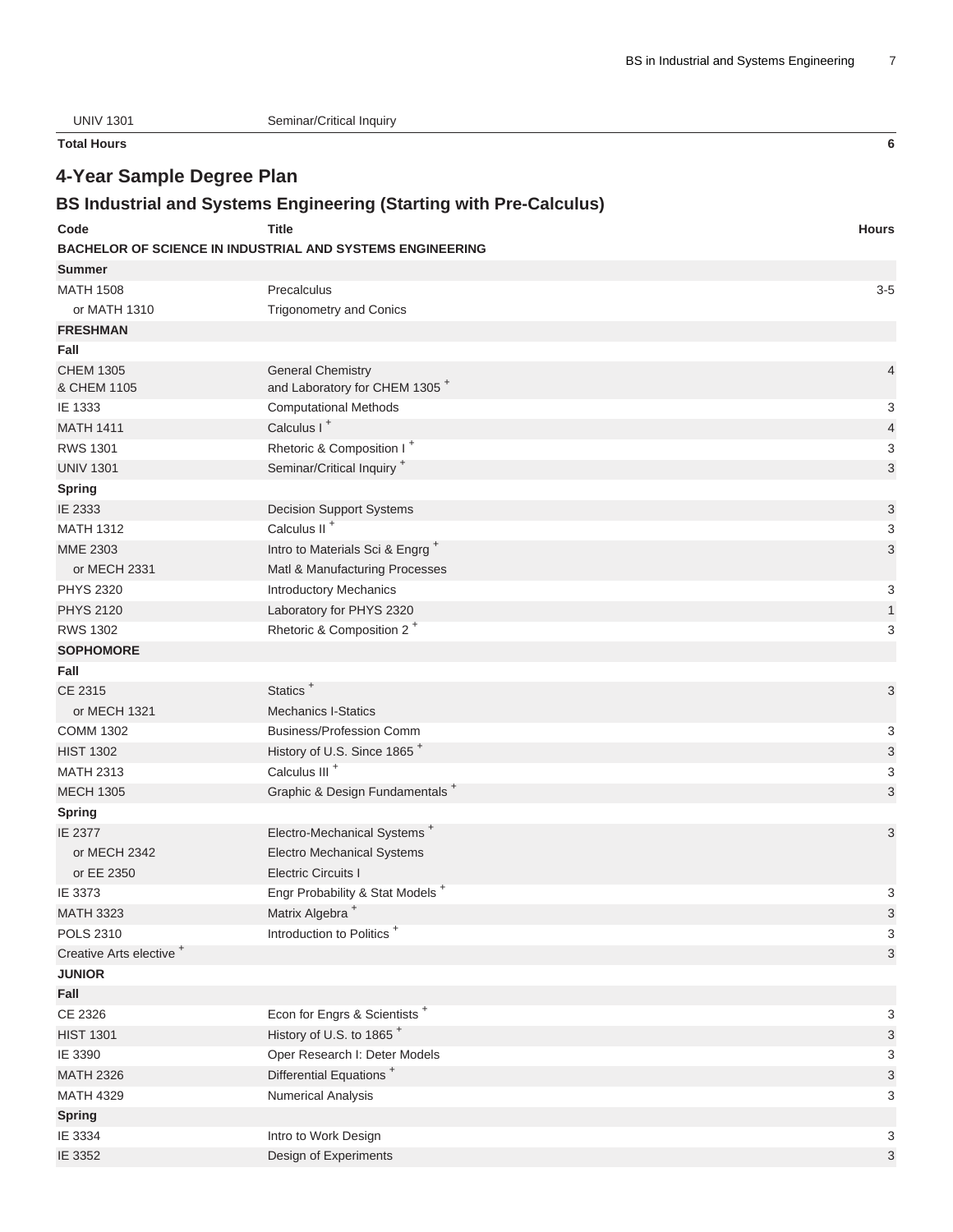| | | |
|---|---|---|
| UNIV 1301 | Seminar/Critical Inquiry | |
| **Total Hours** | | **6** |

## 4-Year Sample Degree Plan

### BS Industrial and Systems Engineering (Starting with Pre-Calculus)

| Code | Title | Hours |
|---|---|---|
| **BACHELOR OF SCIENCE IN INDUSTRIAL AND SYSTEMS ENGINEERING** | | |
| **Summer** | | |
| MATH 1508 | Precalculus | 3-5 |
| or MATH 1310 | Trigonometry and Conics | |
| **FRESHMAN** | | |
| **Fall** | | |
| CHEM 1305 & CHEM 1105 | General Chemistry and Laboratory for CHEM 1305 + | 4 |
| IE 1333 | Computational Methods | 3 |
| MATH 1411 | Calculus I + | 4 |
| RWS 1301 | Rhetoric & Composition I + | 3 |
| UNIV 1301 | Seminar/Critical Inquiry + | 3 |
| **Spring** | | |
| IE 2333 | Decision Support Systems | 3 |
| MATH 1312 | Calculus II + | 3 |
| MME 2303 | Intro to Materials Sci & Engrg + | 3 |
| or MECH 2331 | Matl & Manufacturing Processes | |
| PHYS 2320 | Introductory Mechanics | 3 |
| PHYS 2120 | Laboratory for PHYS 2320 | 1 |
| RWS 1302 | Rhetoric & Composition 2 + | 3 |
| **SOPHOMORE** | | |
| **Fall** | | |
| CE 2315 | Statics + | 3 |
| or MECH 1321 | Mechanics I-Statics | |
| COMM 1302 | Business/Profession Comm | 3 |
| HIST 1302 | History of U.S. Since 1865 + | 3 |
| MATH 2313 | Calculus III + | 3 |
| MECH 1305 | Graphic & Design Fundamentals + | 3 |
| **Spring** | | |
| IE 2377 | Electro-Mechanical Systems + | 3 |
| or MECH 2342 | Electro Mechanical Systems | |
| or EE 2350 | Electric Circuits I | |
| IE 3373 | Engr Probability & Stat Models + | 3 |
| MATH 3323 | Matrix Algebra + | 3 |
| POLS 2310 | Introduction to Politics + | 3 |
| Creative Arts elective + | | 3 |
| **JUNIOR** | | |
| **Fall** | | |
| CE 2326 | Econ for Engrs & Scientists + | 3 |
| HIST 1301 | History of U.S. to 1865 + | 3 |
| IE 3390 | Oper Research I: Deter Models | 3 |
| MATH 2326 | Differential Equations + | 3 |
| MATH 4329 | Numerical Analysis | 3 |
| **Spring** | | |
| IE 3334 | Intro to Work Design | 3 |
| IE 3352 | Design of Experiments | 3 |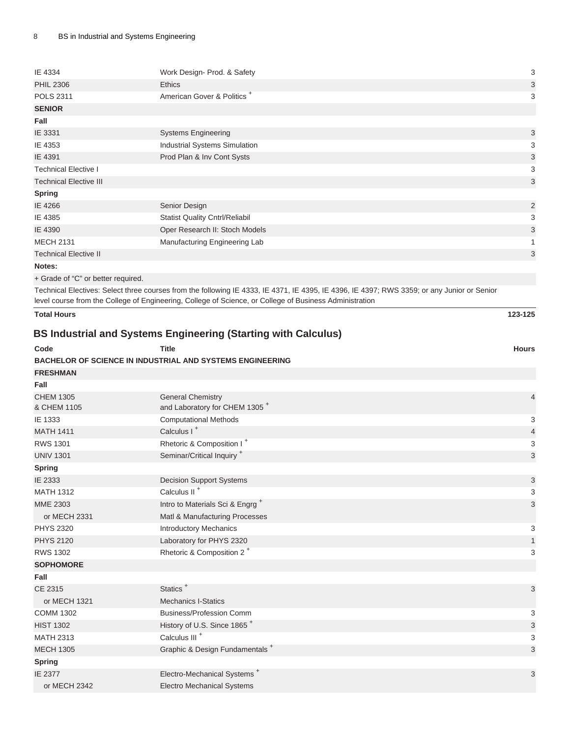| | | |
|---|---|---|
| IE 4334 | Work Design- Prod. & Safety | 3 |
| PHIL 2306 | Ethics | 3 |
| POLS 2311 | American Gover & Politics + | 3 |
| **SENIOR** | | |
| **Fall** | | |
| IE 3331 | Systems Engineering | 3 |
| IE 4353 | Industrial Systems Simulation | 3 |
| IE 4391 | Prod Plan & Inv Cont Systs | 3 |
| Technical Elective I | | 3 |
| Technical Elective III | | 3 |
| **Spring** | | |
| IE 4266 | Senior Design | 2 |
| IE 4385 | Statist Quality Cntrl/Reliabil | 3 |
| IE 4390 | Oper Research II: Stoch Models | 3 |
| MECH 2131 | Manufacturing Engineering Lab | 1 |
| Technical Elective II | | 3 |
| **Notes:** | | |
| + Grade of "C" or better required. | | |
| Technical Electives: Select three courses from the following IE 4333, IE 4371, IE 4395, IE 4396, IE 4397; RWS 3359; or any Junior or Senior level course from the College of Engineering, College of Science, or College of Business Administration | | |
| **Total Hours** | | **123-125** |

## BS Industrial and Systems Engineering (Starting with Calculus)

| Code | Title | Hours |
|---|---|---|
| **BACHELOR OF SCIENCE IN INDUSTRIAL AND SYSTEMS ENGINEERING** | | |
| **FRESHMAN** | | |
| **Fall** | | |
| CHEM 1305 & CHEM 1105 | General Chemistry and Laboratory for CHEM 1305 + | 4 |
| IE 1333 | Computational Methods | 3 |
| MATH 1411 | Calculus I + | 4 |
| RWS 1301 | Rhetoric & Composition I + | 3 |
| UNIV 1301 | Seminar/Critical Inquiry + | 3 |
| **Spring** | | |
| IE 2333 | Decision Support Systems | 3 |
| MATH 1312 | Calculus II + | 3 |
| MME 2303 | Intro to Materials Sci & Engrg + | 3 |
| or MECH 2331 | Matl & Manufacturing Processes | |
| PHYS 2320 | Introductory Mechanics | 3 |
| PHYS 2120 | Laboratory for PHYS 2320 | 1 |
| RWS 1302 | Rhetoric & Composition 2 + | 3 |
| **SOPHOMORE** | | |
| **Fall** | | |
| CE 2315 | Statics + | 3 |
| or MECH 1321 | Mechanics I-Statics | |
| COMM 1302 | Business/Profession Comm | 3 |
| HIST 1302 | History of U.S. Since 1865 + | 3 |
| MATH 2313 | Calculus III + | 3 |
| MECH 1305 | Graphic & Design Fundamentals + | 3 |
| **Spring** | | |
| IE 2377 | Electro-Mechanical Systems + | 3 |
| or MECH 2342 | Electro Mechanical Systems | |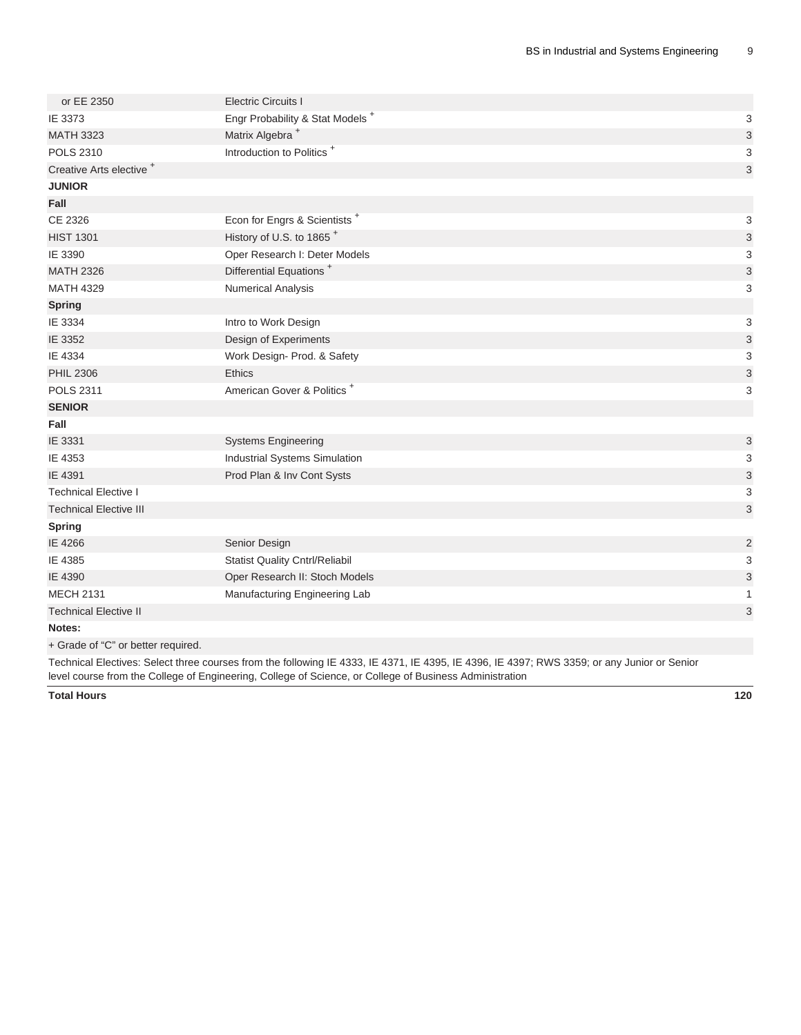| | | |
|---|---|---|
| or EE 2350 | Electric Circuits I | |
| IE 3373 | Engr Probability & Stat Models + | 3 |
| MATH 3323 | Matrix Algebra + | 3 |
| POLS 2310 | Introduction to Politics + | 3 |
| Creative Arts elective + | | 3 |
| **JUNIOR** | | |
| **Fall** | | |
| CE 2326 | Econ for Engrs & Scientists + | 3 |
| HIST 1301 | History of U.S. to 1865 + | 3 |
| IE 3390 | Oper Research I: Deter Models | 3 |
| MATH 2326 | Differential Equations + | 3 |
| MATH 4329 | Numerical Analysis | 3 |
| **Spring** | | |
| IE 3334 | Intro to Work Design | 3 |
| IE 3352 | Design of Experiments | 3 |
| IE 4334 | Work Design- Prod. & Safety | 3 |
| PHIL 2306 | Ethics | 3 |
| POLS 2311 | American Gover & Politics + | 3 |
| **SENIOR** | | |
| **Fall** | | |
| IE 3331 | Systems Engineering | 3 |
| IE 4353 | Industrial Systems Simulation | 3 |
| IE 4391 | Prod Plan & Inv Cont Systs | 3 |
| Technical Elective I | | 3 |
| Technical Elective III | | 3 |
| **Spring** | | |
| IE 4266 | Senior Design | 2 |
| IE 4385 | Statist Quality Cntrl/Reliabil | 3 |
| IE 4390 | Oper Research II: Stoch Models | 3 |
| MECH 2131 | Manufacturing Engineering Lab | 1 |
| Technical Elective II | | 3 |
| **Notes:** | | |
| + Grade of "C" or better required. | | |
| Technical Electives: Select three courses from the following IE 4333, IE 4371, IE 4395, IE 4396, IE 4397; RWS 3359; or any Junior or Senior level course from the College of Engineering, College of Science, or College of Business Administration | | |
| **Total Hours** | | **120** |